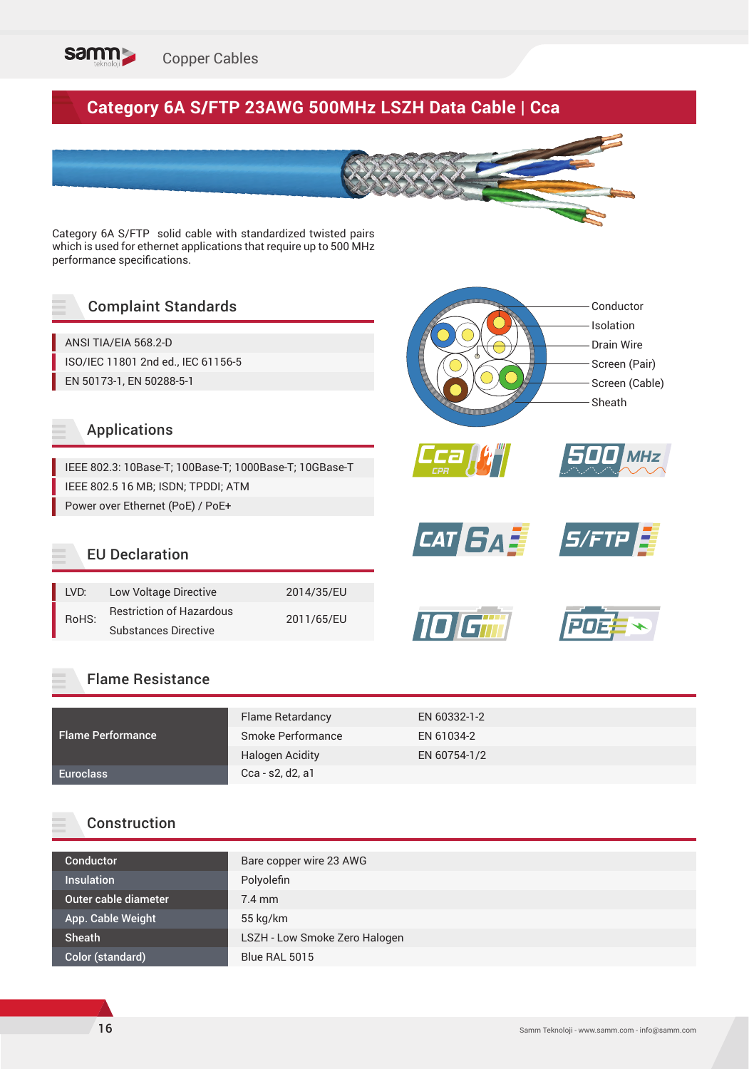# Category 6A S/FTP 23AWG 500MHz LSZH Data Cable | Cca

Category 6A S/FTP solid cable with standardized twisted pairs which is used for ethernet applications that require up to 500 MHz performance specifications.

## Complaint Standards

- ANSI TIA/EIA 568.2-D
- ISO/IEC 11801 2nd ed., IEC 61156-5
- EN 50173-1, EN 50288-5-1

Conductor
Isolation
Drain Wire
Screen (Pair)
Screen (Cable)
Sheath

## Applications

- IEEE 802.3: 10Base-T; 100Base-T; 1000Base-T; 10GBase-T
- IEEE 802.5 16 MB; ISDN; TPDDI; ATM
- Power over Ethernet (PoE) / PoE+

## EU Declaration

| | | |
|---|---|---|
| LVD: | Low Voltage Directive | 2014/35/EU |
| RoHS: | Restriction of Hazardous Substances Directive | 2011/65/EU |

## Flame Resistance

| | | |
|---|---|---|
| Flame Performance | Flame Retardancy | EN 60332-1-2 |
| | Smoke Performance | EN 61034-2 |
| | Halogen Acidity | EN 60754-1/2 |
| Euroclass | Cca - s2, d2, a1 | |

## Construction

| | |
|---|---|
| Conductor | Bare copper wire 23 AWG |
| Insulation | Polyolefin |
| Outer cable diameter | 7.4 mm |
| App. Cable Weight | 55 kg/km |
| Sheath | LSZH - Low Smoke Zero Halogen |
| Color (standard) | Blue RAL 5015 |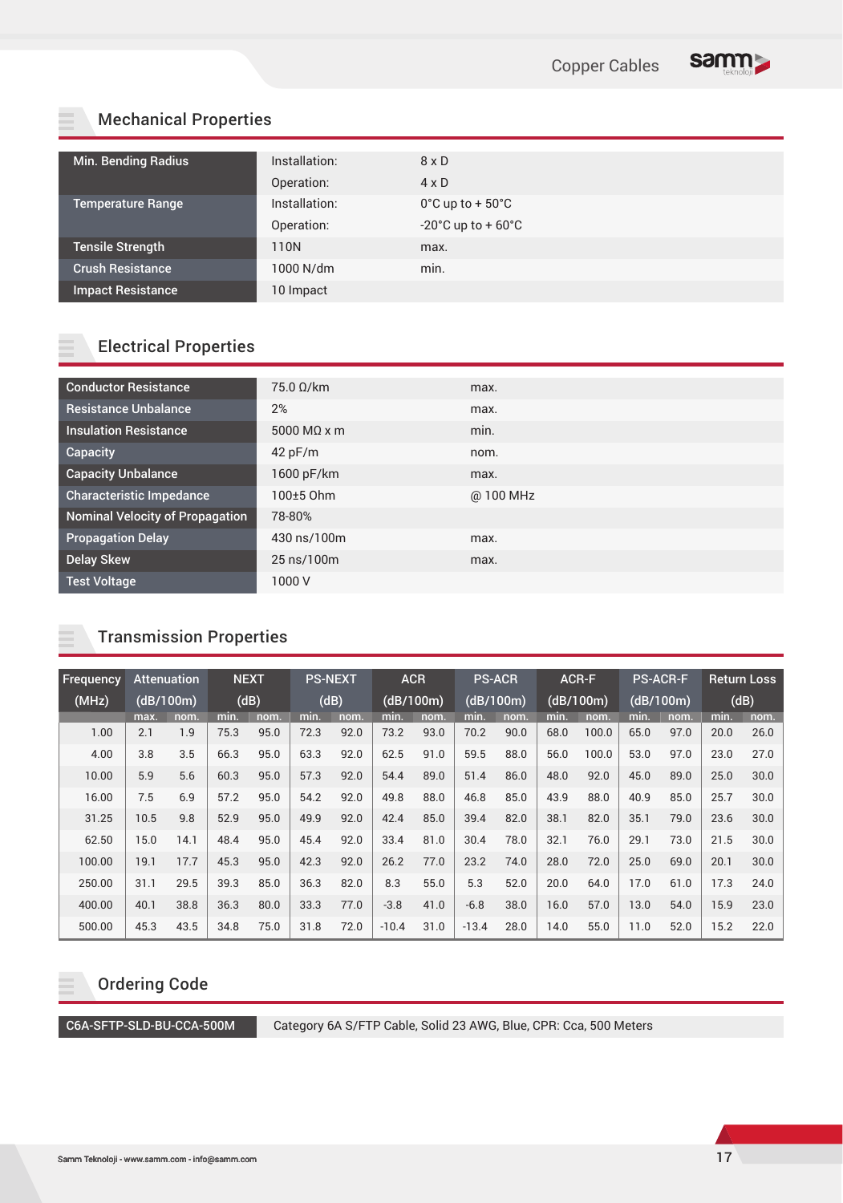## Mechanical Properties

| | | |
|---|---|---|
| Min. Bending Radius | Installation: | 8 x D |
| | Operation: | 4 x D |
| Temperature Range | Installation: | 0°C up to + 50°C |
| | Operation: | -20°C up to + 60°C |
| Tensile Strength | 110N | max. |
| Crush Resistance | 1000 N/dm | min. |
| Impact Resistance | 10 Impact | |

## Electrical Properties

| | | |
|---|---|---|
| Conductor Resistance | 75.0 Ω/km | max. |
| Resistance Unbalance | 2% | max. |
| Insulation Resistance | 5000 MΩ x m | min. |
| Capacity | 42 pF/m | nom. |
| Capacity Unbalance | 1600 pF/km | max. |
| Characteristic Impedance | 100±5 Ohm | @ 100 MHz |
| Nominal Velocity of Propagation | 78-80% | |
| Propagation Delay | 430 ns/100m | max. |
| Delay Skew | 25 ns/100m | max. |
| Test Voltage | 1000 V | |

## Transmission Properties

| Frequency (MHz) | Attenuation (dB/100m) | | NEXT (dB) | | PS-NEXT (dB) | | ACR (dB/100m) | | PS-ACR (dB/100m) | | ACR-F (dB/100m) | | PS-ACR-F (dB/100m) | | Return Loss (dB) | |
|---|---|---|---|---|---|---|---|---|---|---|---|---|---|---|---|---|
| | max. | nom. | min. | nom. | min. | nom. | min. | nom. | min. | nom. | min. | nom. | min. | nom. | min. | nom. |
| 1.00 | 2.1 | 1.9 | 75.3 | 95.0 | 72.3 | 92.0 | 73.2 | 93.0 | 70.2 | 90.0 | 68.0 | 100.0 | 65.0 | 97.0 | 20.0 | 26.0 |
| 4.00 | 3.8 | 3.5 | 66.3 | 95.0 | 63.3 | 92.0 | 62.5 | 91.0 | 59.5 | 88.0 | 56.0 | 100.0 | 53.0 | 97.0 | 23.0 | 27.0 |
| 10.00 | 5.9 | 5.6 | 60.3 | 95.0 | 57.3 | 92.0 | 54.4 | 89.0 | 51.4 | 86.0 | 48.0 | 92.0 | 45.0 | 89.0 | 25.0 | 30.0 |
| 16.00 | 7.5 | 6.9 | 57.2 | 95.0 | 54.2 | 92.0 | 49.8 | 88.0 | 46.8 | 85.0 | 43.9 | 88.0 | 40.9 | 85.0 | 25.7 | 30.0 |
| 31.25 | 10.5 | 9.8 | 52.9 | 95.0 | 49.9 | 92.0 | 42.4 | 85.0 | 39.4 | 82.0 | 38.1 | 82.0 | 35.1 | 79.0 | 23.6 | 30.0 |
| 62.50 | 15.0 | 14.1 | 48.4 | 95.0 | 45.4 | 92.0 | 33.4 | 81.0 | 30.4 | 78.0 | 32.1 | 76.0 | 29.1 | 73.0 | 21.5 | 30.0 |
| 100.00 | 19.1 | 17.7 | 45.3 | 95.0 | 42.3 | 92.0 | 26.2 | 77.0 | 23.2 | 74.0 | 28.0 | 72.0 | 25.0 | 69.0 | 20.1 | 30.0 |
| 250.00 | 31.1 | 29.5 | 39.3 | 85.0 | 36.3 | 82.0 | 8.3 | 55.0 | 5.3 | 52.0 | 20.0 | 64.0 | 17.0 | 61.0 | 17.3 | 24.0 |
| 400.00 | 40.1 | 38.8 | 36.3 | 80.0 | 33.3 | 77.0 | -3.8 | 41.0 | -6.8 | 38.0 | 16.0 | 57.0 | 13.0 | 54.0 | 15.9 | 23.0 |
| 500.00 | 45.3 | 43.5 | 34.8 | 75.0 | 31.8 | 72.0 | -10.4 | 31.0 | -13.4 | 28.0 | 14.0 | 55.0 | 11.0 | 52.0 | 15.2 | 22.0 |

## Ordering Code

| | |
|---|---|
| C6A-SFTP-SLD-BU-CCA-500M | Category 6A S/FTP Cable, Solid 23 AWG, Blue, CPR: Cca, 500 Meters |